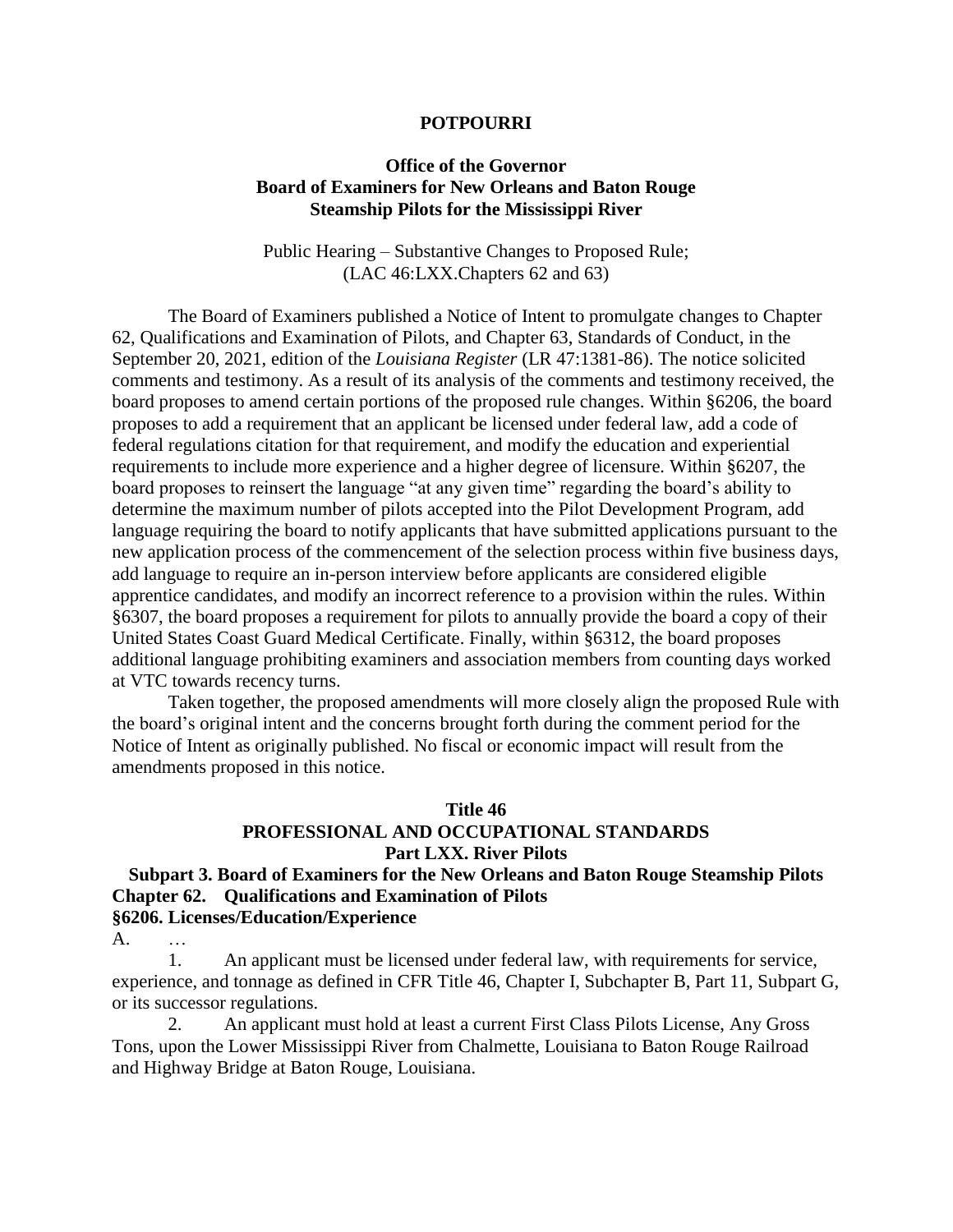**POTPOURRI**

**Office of the Governor**
**Board of Examiners for New Orleans and Baton Rouge Steamship Pilots for the Mississippi River**

Public Hearing – Substantive Changes to Proposed Rule;
(LAC 46:LXX.Chapters 62 and 63)

The Board of Examiners published a Notice of Intent to promulgate changes to Chapter 62, Qualifications and Examination of Pilots, and Chapter 63, Standards of Conduct, in the September 20, 2021, edition of the *Louisiana Register* (LR 47:1381-86). The notice solicited comments and testimony. As a result of its analysis of the comments and testimony received, the board proposes to amend certain portions of the proposed rule changes. Within §6206, the board proposes to add a requirement that an applicant be licensed under federal law, add a code of federal regulations citation for that requirement, and modify the education and experiential requirements to include more experience and a higher degree of licensure. Within §6207, the board proposes to reinsert the language "at any given time" regarding the board's ability to determine the maximum number of pilots accepted into the Pilot Development Program, add language requiring the board to notify applicants that have submitted applications pursuant to the new application process of the commencement of the selection process within five business days, add language to require an in-person interview before applicants are considered eligible apprentice candidates, and modify an incorrect reference to a provision within the rules. Within §6307, the board proposes a requirement for pilots to annually provide the board a copy of their United States Coast Guard Medical Certificate. Finally, within §6312, the board proposes additional language prohibiting examiners and association members from counting days worked at VTC towards recency turns.

Taken together, the proposed amendments will more closely align the proposed Rule with the board's original intent and the concerns brought forth during the comment period for the Notice of Intent as originally published. No fiscal or economic impact will result from the amendments proposed in this notice.

**Title 46**
**PROFESSIONAL AND OCCUPATIONAL STANDARDS**
**Part LXX. River Pilots**
**Subpart 3. Board of Examiners for the New Orleans and Baton Rouge Steamship Pilots**
**Chapter 62. Qualifications and Examination of Pilots**
**§6206. Licenses/Education/Experience**

A. …

1. An applicant must be licensed under federal law, with requirements for service, experience, and tonnage as defined in CFR Title 46, Chapter I, Subchapter B, Part 11, Subpart G, or its successor regulations.

2. An applicant must hold at least a current First Class Pilots License, Any Gross Tons, upon the Lower Mississippi River from Chalmette, Louisiana to Baton Rouge Railroad and Highway Bridge at Baton Rouge, Louisiana.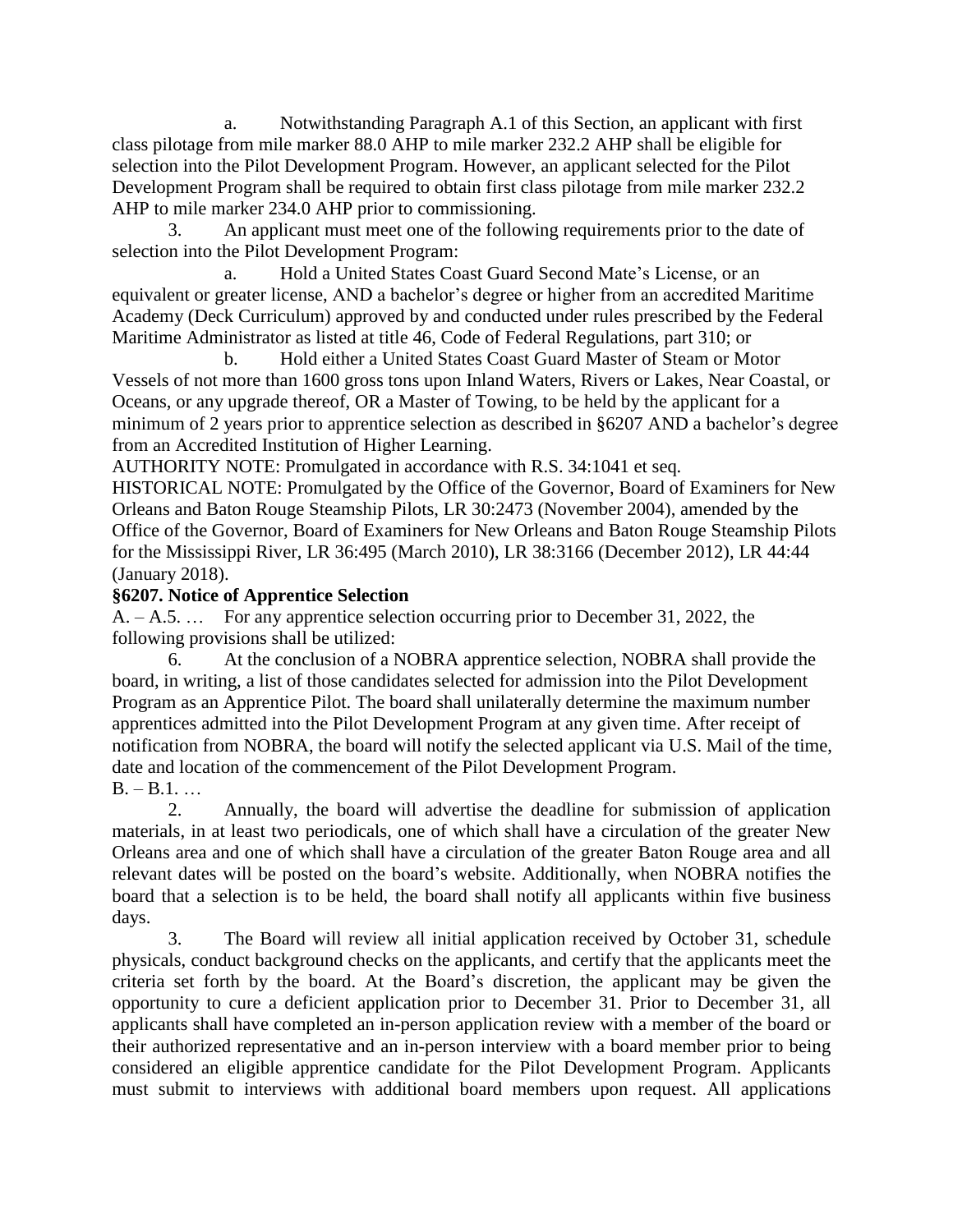a. Notwithstanding Paragraph A.1 of this Section, an applicant with first class pilotage from mile marker 88.0 AHP to mile marker 232.2 AHP shall be eligible for selection into the Pilot Development Program. However, an applicant selected for the Pilot Development Program shall be required to obtain first class pilotage from mile marker 232.2 AHP to mile marker 234.0 AHP prior to commissioning.

3. An applicant must meet one of the following requirements prior to the date of selection into the Pilot Development Program:

a. Hold a United States Coast Guard Second Mate's License, or an equivalent or greater license, AND a bachelor's degree or higher from an accredited Maritime Academy (Deck Curriculum) approved by and conducted under rules prescribed by the Federal Maritime Administrator as listed at title 46, Code of Federal Regulations, part 310; or

b. Hold either a United States Coast Guard Master of Steam or Motor Vessels of not more than 1600 gross tons upon Inland Waters, Rivers or Lakes, Near Coastal, or Oceans, or any upgrade thereof, OR a Master of Towing, to be held by the applicant for a minimum of 2 years prior to apprentice selection as described in §6207 AND a bachelor's degree from an Accredited Institution of Higher Learning.

AUTHORITY NOTE: Promulgated in accordance with R.S. 34:1041 et seq.

HISTORICAL NOTE: Promulgated by the Office of the Governor, Board of Examiners for New Orleans and Baton Rouge Steamship Pilots, LR 30:2473 (November 2004), amended by the Office of the Governor, Board of Examiners for New Orleans and Baton Rouge Steamship Pilots for the Mississippi River, LR 36:495 (March 2010), LR 38:3166 (December 2012), LR 44:44 (January 2018).

**§6207. Notice of Apprentice Selection**

A. – A.5. … For any apprentice selection occurring prior to December 31, 2022, the following provisions shall be utilized:

6. At the conclusion of a NOBRA apprentice selection, NOBRA shall provide the board, in writing, a list of those candidates selected for admission into the Pilot Development Program as an Apprentice Pilot. The board shall unilaterally determine the maximum number apprentices admitted into the Pilot Development Program at any given time. After receipt of notification from NOBRA, the board will notify the selected applicant via U.S. Mail of the time, date and location of the commencement of the Pilot Development Program.

B. – B.1. …

2. Annually, the board will advertise the deadline for submission of application materials, in at least two periodicals, one of which shall have a circulation of the greater New Orleans area and one of which shall have a circulation of the greater Baton Rouge area and all relevant dates will be posted on the board's website. Additionally, when NOBRA notifies the board that a selection is to be held, the board shall notify all applicants within five business days.

3. The Board will review all initial application received by October 31, schedule physicals, conduct background checks on the applicants, and certify that the applicants meet the criteria set forth by the board. At the Board's discretion, the applicant may be given the opportunity to cure a deficient application prior to December 31. Prior to December 31, all applicants shall have completed an in-person application review with a member of the board or their authorized representative and an in-person interview with a board member prior to being considered an eligible apprentice candidate for the Pilot Development Program. Applicants must submit to interviews with additional board members upon request. All applications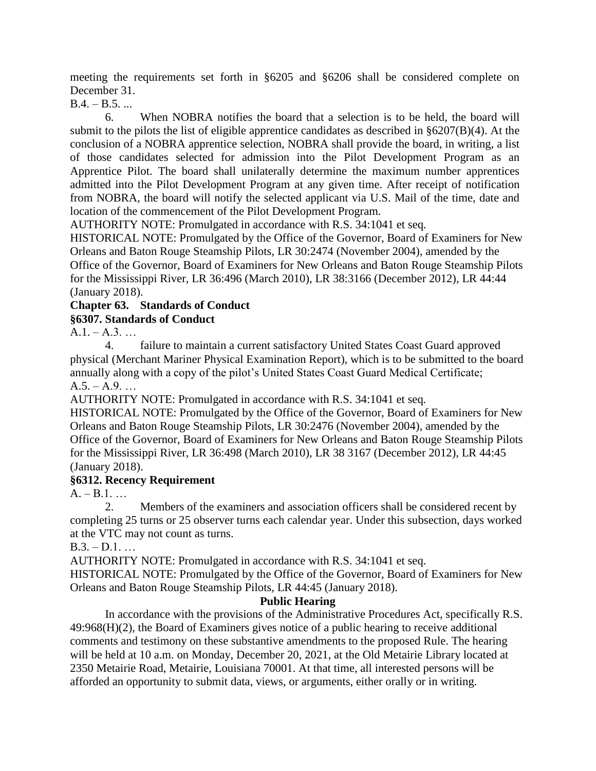meeting the requirements set forth in §6205 and §6206 shall be considered complete on December 31.

B.4. – B.5. ...

6. When NOBRA notifies the board that a selection is to be held, the board will submit to the pilots the list of eligible apprentice candidates as described in §6207(B)(4). At the conclusion of a NOBRA apprentice selection, NOBRA shall provide the board, in writing, a list of those candidates selected for admission into the Pilot Development Program as an Apprentice Pilot. The board shall unilaterally determine the maximum number apprentices admitted into the Pilot Development Program at any given time. After receipt of notification from NOBRA, the board will notify the selected applicant via U.S. Mail of the time, date and location of the commencement of the Pilot Development Program.

AUTHORITY NOTE: Promulgated in accordance with R.S. 34:1041 et seq.

HISTORICAL NOTE: Promulgated by the Office of the Governor, Board of Examiners for New Orleans and Baton Rouge Steamship Pilots, LR 30:2474 (November 2004), amended by the Office of the Governor, Board of Examiners for New Orleans and Baton Rouge Steamship Pilots for the Mississippi River, LR 36:496 (March 2010), LR 38:3166 (December 2012), LR 44:44 (January 2018).

## Chapter 63. Standards of Conduct

### §6307. Standards of Conduct

A.1. – A.3. …

4. failure to maintain a current satisfactory United States Coast Guard approved physical (Merchant Mariner Physical Examination Report), which is to be submitted to the board annually along with a copy of the pilot's United States Coast Guard Medical Certificate;

A.5. – A.9. …

AUTHORITY NOTE: Promulgated in accordance with R.S. 34:1041 et seq.

HISTORICAL NOTE: Promulgated by the Office of the Governor, Board of Examiners for New Orleans and Baton Rouge Steamship Pilots, LR 30:2476 (November 2004), amended by the Office of the Governor, Board of Examiners for New Orleans and Baton Rouge Steamship Pilots for the Mississippi River, LR 36:498 (March 2010), LR 38 3167 (December 2012), LR 44:45 (January 2018).

### §6312. Recency Requirement

A. – B.1. …

2. Members of the examiners and association officers shall be considered recent by completing 25 turns or 25 observer turns each calendar year. Under this subsection, days worked at the VTC may not count as turns.

B.3. – D.1. …

AUTHORITY NOTE: Promulgated in accordance with R.S. 34:1041 et seq.

HISTORICAL NOTE: Promulgated by the Office of the Governor, Board of Examiners for New Orleans and Baton Rouge Steamship Pilots, LR 44:45 (January 2018).

**Public Hearing**

In accordance with the provisions of the Administrative Procedures Act, specifically R.S. 49:968(H)(2), the Board of Examiners gives notice of a public hearing to receive additional comments and testimony on these substantive amendments to the proposed Rule. The hearing will be held at 10 a.m. on Monday, December 20, 2021, at the Old Metairie Library located at 2350 Metairie Road, Metairie, Louisiana 70001. At that time, all interested persons will be afforded an opportunity to submit data, views, or arguments, either orally or in writing.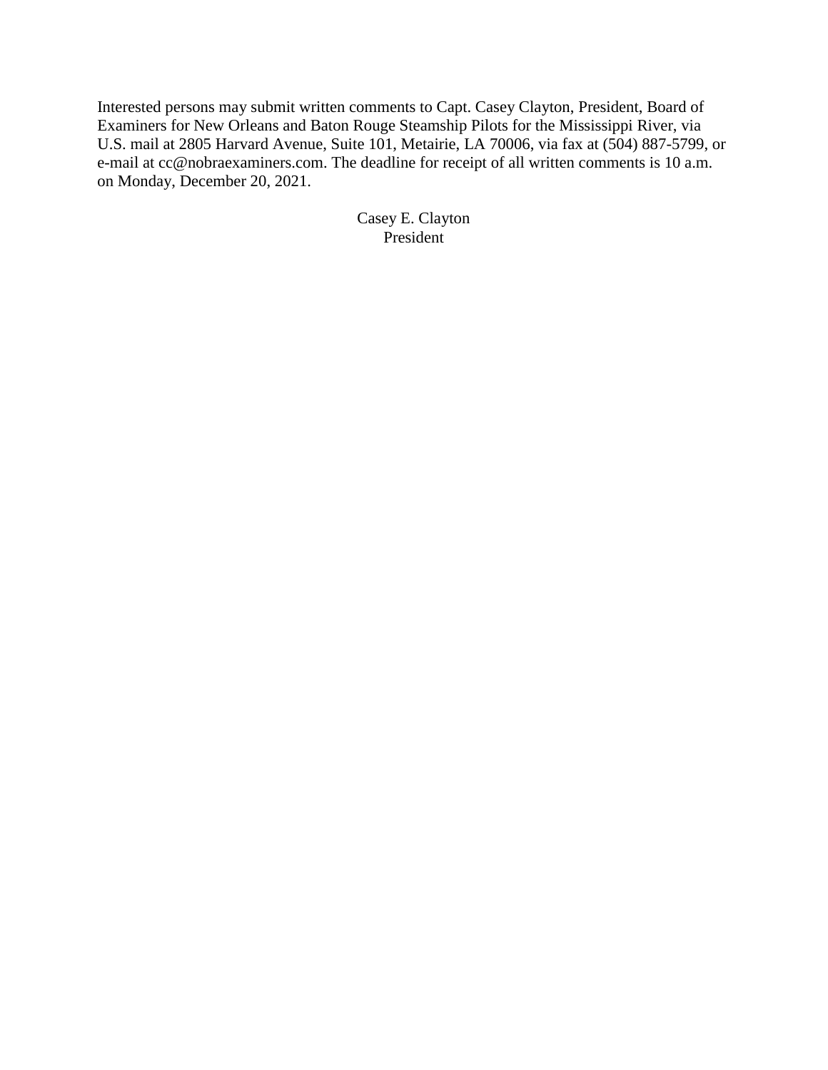Interested persons may submit written comments to Capt. Casey Clayton, President, Board of Examiners for New Orleans and Baton Rouge Steamship Pilots for the Mississippi River, via U.S. mail at 2805 Harvard Avenue, Suite 101, Metairie, LA 70006, via fax at (504) 887-5799, or e-mail at cc@nobraexaminers.com. The deadline for receipt of all written comments is 10 a.m. on Monday, December 20, 2021.

Casey E. Clayton  
President